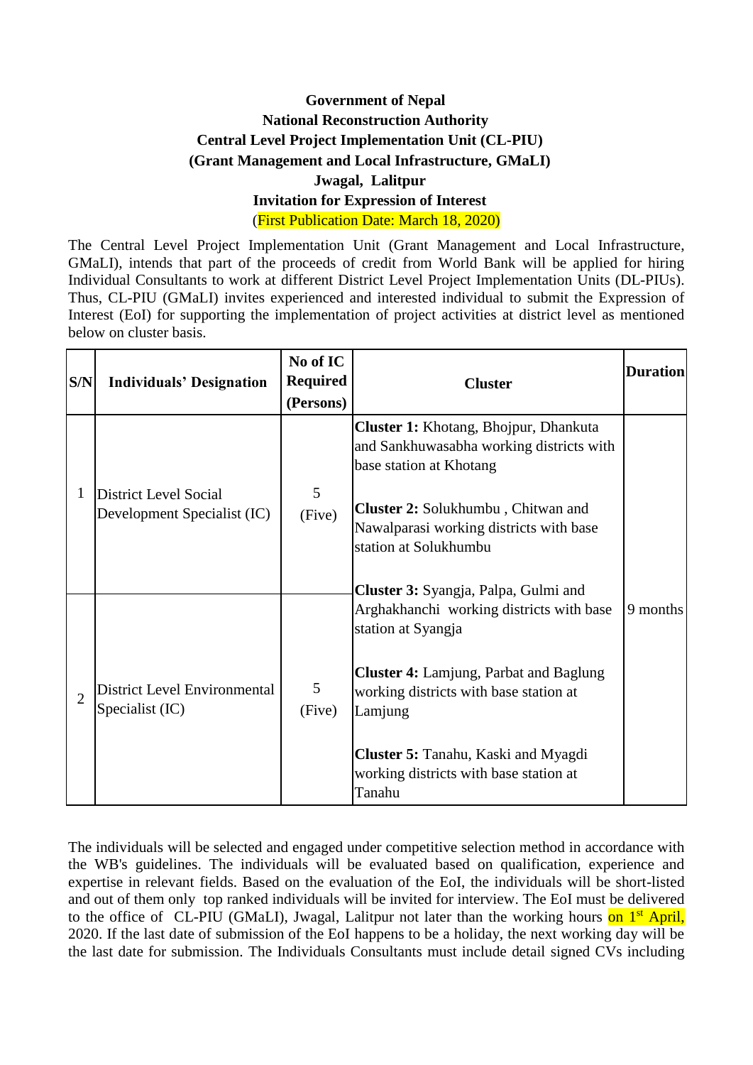**Government of Nepal**

**National Reconstruction Authority**

**Central Level Project Implementation Unit (CL-PIU)**

**(Grant Management and Local Infrastructure, GMaLI)**

**Jwagal, Lalitpur**

**Invitation for Expression of Interest**

(First Publication Date: March 18, 2020)

The Central Level Project Implementation Unit (Grant Management and Local Infrastructure, GMaLI), intends that part of the proceeds of credit from World Bank will be applied for hiring Individual Consultants to work at different District Level Project Implementation Units (DL-PIUs). Thus, CL-PIU (GMaLI) invites experienced and interested individual to submit the Expression of Interest (EoI) for supporting the implementation of project activities at district level as mentioned below on cluster basis.

| S/N | Individuals' Designation | No of IC Required (Persons) | Cluster | Duration |
|---|---|---|---|---|
| 1 | District Level Social Development Specialist (IC) | 5 (Five) | **Cluster 1:** Khotang, Bhojpur, Dhankuta and Sankhuwasabha working districts with base station at Khotang<br><br>**Cluster 2:** Solukhumbu , Chitwan and Nawalparasi working districts with base station at Solukhumbu<br><br>**Cluster 3:** Syangja, Palpa, Gulmi and Arghakhanchi working districts with base station at Syangja<br><br>**Cluster 4:** Lamjung, Parbat and Baglung working districts with base station at Lamjung<br><br>**Cluster 5:** Tanahu, Kaski and Myagdi working districts with base station at Tanahu | 9 months |
| 2 | District Level Environmental Specialist (IC) | 5 (Five) | | |

The individuals will be selected and engaged under competitive selection method in accordance with the WB's guidelines. The individuals will be evaluated based on qualification, experience and expertise in relevant fields. Based on the evaluation of the EoI, the individuals will be short-listed and out of them only top ranked individuals will be invited for interview. The EoI must be delivered to the office of CL-PIU (GMaLI), Jwagal, Lalitpur not later than the working hours on 1st April, 2020. If the last date of submission of the EoI happens to be a holiday, the next working day will be the last date for submission. The Individuals Consultants must include detail signed CVs including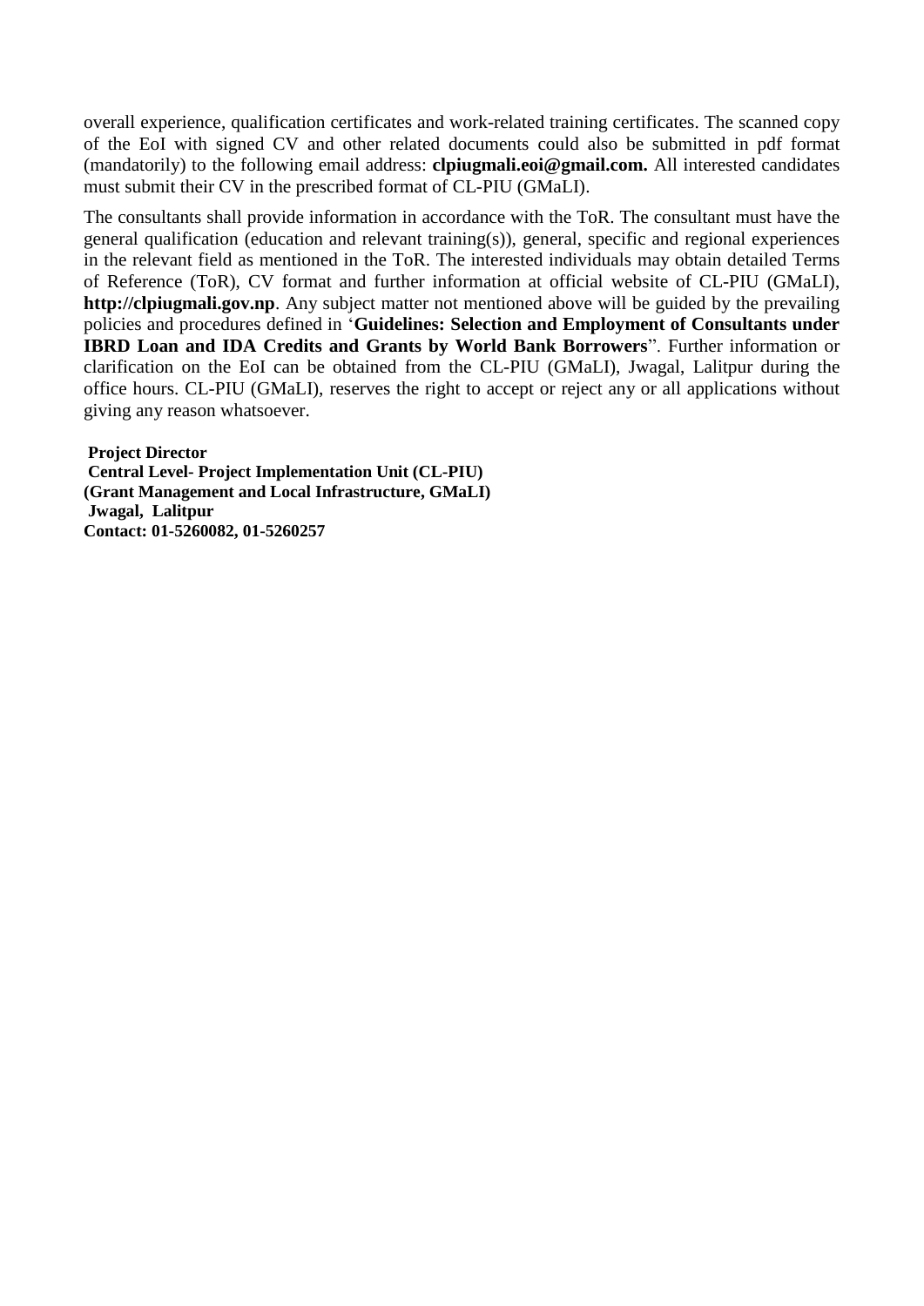overall experience, qualification certificates and work-related training certificates. The scanned copy of the EoI with signed CV and other related documents could also be submitted in pdf format (mandatorily) to the following email address: **clpiugmali.eoi@gmail.com.** All interested candidates must submit their CV in the prescribed format of CL-PIU (GMaLI).

The consultants shall provide information in accordance with the ToR. The consultant must have the general qualification (education and relevant training(s)), general, specific and regional experiences in the relevant field as mentioned in the ToR. The interested individuals may obtain detailed Terms of Reference (ToR), CV format and further information at official website of CL-PIU (GMaLI), **http://clpiugmali.gov.np**. Any subject matter not mentioned above will be guided by the prevailing policies and procedures defined in '**Guidelines: Selection and Employment of Consultants under IBRD Loan and IDA Credits and Grants by World Bank Borrowers**". Further information or clarification on the EoI can be obtained from the CL-PIU (GMaLI), Jwagal, Lalitpur during the office hours. CL-PIU (GMaLI), reserves the right to accept or reject any or all applications without giving any reason whatsoever.

**Project Director**
**Central Level- Project Implementation Unit (CL-PIU)**
**(Grant Management and Local Infrastructure, GMaLI)**
**Jwagal, Lalitpur**
**Contact: 01-5260082, 01-5260257**